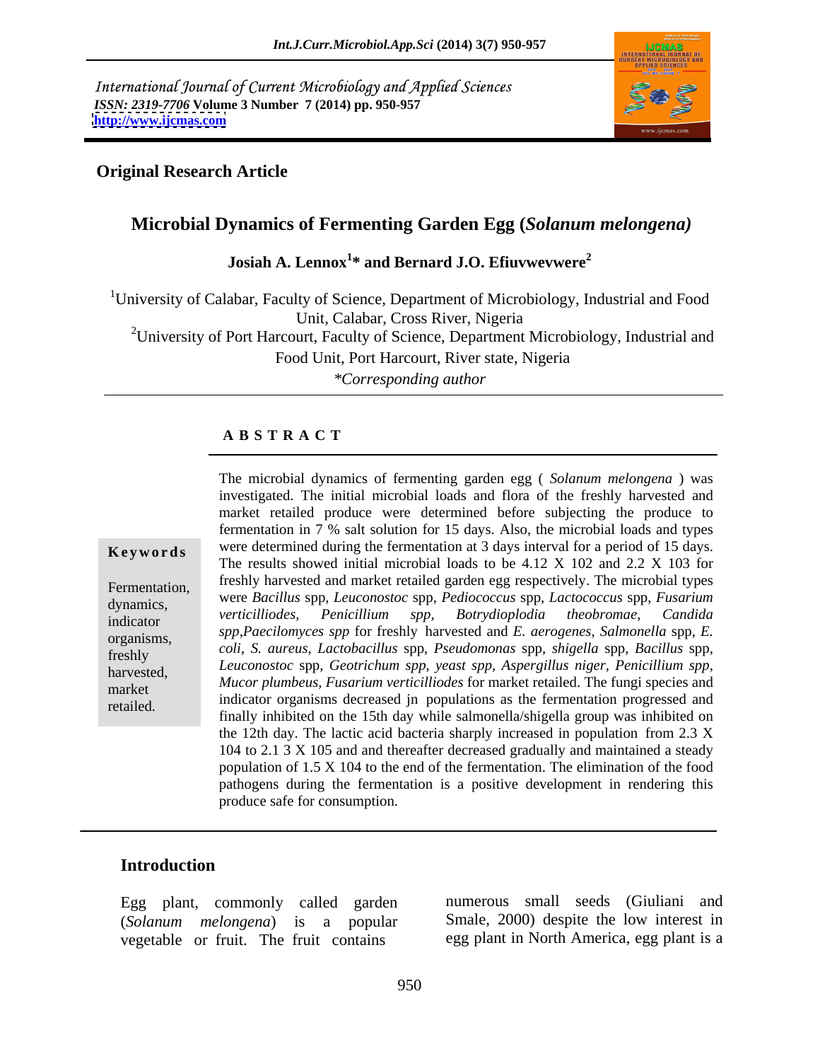International Journal of Current Microbiology and Applied Sciences
*ISSN: 2319-7706* **Volume 3 Number 7 (2014) pp. 950-957**
**http://www.ijcmas.com**

**Original Research Article**

# Microbial Dynamics of Fermenting Garden Egg (*Solanum melongena)*

**Josiah A. Lennox[1]* and Bernard J.O. Efiuvwevwere[2]**

[1]University of Calabar, Faculty of Science, Department of Microbiology, Industrial and Food Unit, Calabar, Cross River, Nigeria

[2]University of Port Harcourt, Faculty of Science, Department Microbiology, Industrial and Food Unit, Port Harcourt, River state, Nigeria

*\*Corresponding author*

## ABSTRACT

**Keywords**

Fermentation, dynamics, indicator organisms, freshly harvested, market retailed.

The microbial dynamics of fermenting garden egg ( *Solanum melongena* ) was investigated. The initial microbial loads and flora of the freshly harvested and market retailed produce were determined before subjecting the produce to fermentation in 7 % salt solution for 15 days. Also, the microbial loads and types were determined during the fermentation at 3 days interval for a period of 15 days. The results showed initial microbial loads to be 4.12 X 102 and 2.2 X 103 for freshly harvested and market retailed garden egg respectively. The microbial types were *Bacillus* spp, *Leuconostoc* spp, *Pediococcus* spp, *Lactococcus* spp, *Fusarium verticilliodes, Penicillium spp, Botrydioplodia theobromae, Candida spp,Paecilomyces spp* for freshly harvested and *E. aerogenes*, *Salmonella* spp, *E. coli*, *S. aureus*, *Lactobacillus* spp, *Pseudomonas* spp, *shigella* spp, *Bacillus* spp, *Leuconostoc* spp, *Geotrichum spp, yeast spp, Aspergillus niger, Penicillium spp, Mucor plumbeus, Fusarium verticilliodes* for market retailed. The fungi species and indicator organisms decreased jn populations as the fermentation progressed and finally inhibited on the 15th day while salmonella/shigella group was inhibited on the 12th day. The lactic acid bacteria sharply increased in population from 2.3 X 104 to 2.1 3 X 105 and and thereafter decreased gradually and maintained a steady population of 1.5 X 104 to the end of the fermentation. The elimination of the food pathogens during the fermentation is a positive development in rendering this produce safe for consumption.

## Introduction

Egg plant, commonly called garden (*Solanum melongena*) is a popular vegetable or fruit. The fruit contains numerous small seeds (Giuliani and Smale, 2000) despite the low interest in egg plant in North America, egg plant is a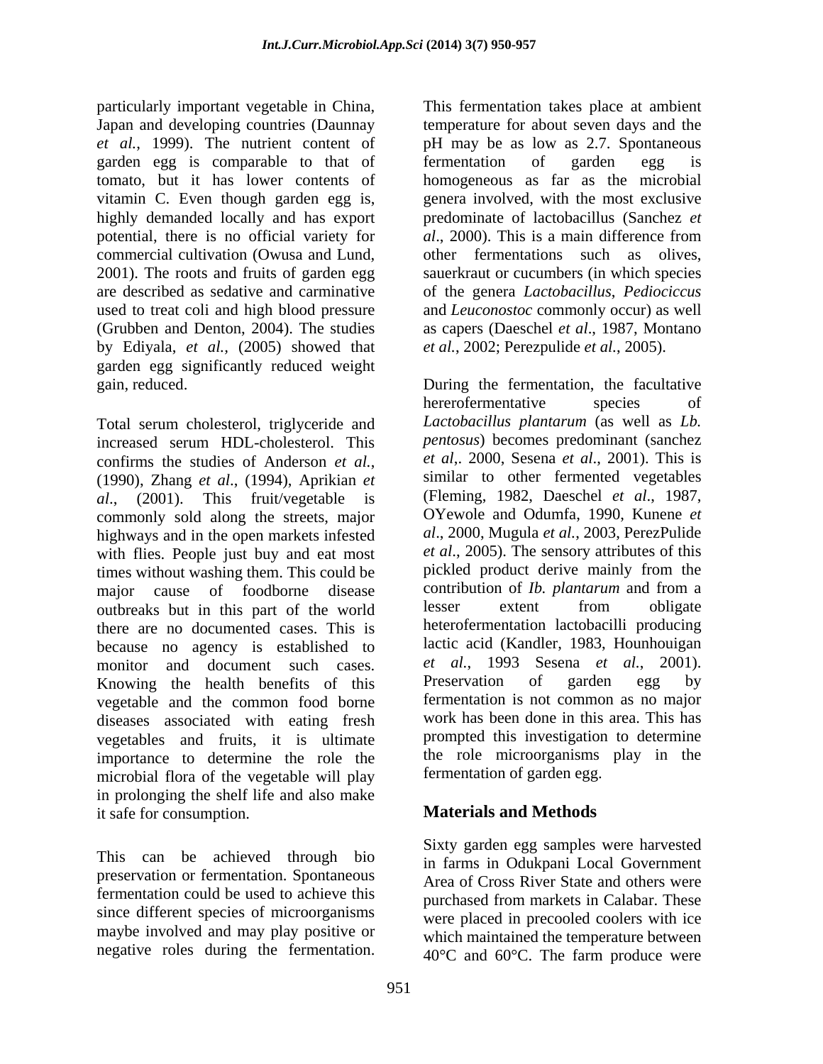particularly important vegetable in China, Japan and developing countries (Daunnay *et al.,* 1999). The nutrient content of garden egg is comparable to that of tomato, but it has lower contents of vitamin C. Even though garden egg is, highly demanded locally and has export potential, there is no official variety for commercial cultivation (Owusa and Lund, 2001). The roots and fruits of garden egg are described as sedative and carminative used to treat coli and high blood pressure (Grubben and Denton, 2004). The studies by Ediyala, *et al.,* (2005) showed that garden egg significantly reduced weight gain, reduced.

Total serum cholesterol, triglyceride and increased serum HDL-cholesterol. This confirms the studies of Anderson *et al.,* (1990), Zhang *et al*., (1994), Aprikian *et al*., (2001). This fruit/vegetable is commonly sold along the streets, major highways and in the open markets infested with flies. People just buy and eat most times without washing them. This could be major cause of foodborne disease outbreaks but in this part of the world there are no documented cases. This is because no agency is established to monitor and document such cases. Knowing the health benefits of this vegetable and the common food borne diseases associated with eating fresh vegetables and fruits, it is ultimate importance to determine the role the microbial flora of the vegetable will play in prolonging the shelf life and also make it safe for consumption.

This can be achieved through bio preservation or fermentation. Spontaneous fermentation could be used to achieve this since different species of microorganisms maybe involved and may play positive or negative roles during the fermentation. This fermentation takes place at ambient temperature for about seven days and the pH may be as low as 2.7. Spontaneous fermentation of garden egg is homogeneous as far as the microbial genera involved, with the most exclusive predominate of lactobacillus (Sanchez *et al*., 2000). This is a main difference from other fermentations such as olives, sauerkraut or cucumbers (in which species of the genera *Lactobacillus*, *Pediociccus* and *Leuconostoc* commonly occur) as well as capers (Daeschel *et al*., 1987, Montano *et al.*, 2002; Perezpulide *et al*., 2005).

During the fermentation, the facultative hererofermentative species of *Lactobacillus plantarum* (as well as *Lb. pentosus*) becomes predominant (sanchez *et al*,. 2000, Sesena *et al*., 2001). This is similar to other fermented vegetables (Fleming, 1982, Daeschel *et al*., 1987, OYewole and Odumfa, 1990, Kunene *et al*., 2000, Mugula *et al.*, 2003, PerezPulide *et al*., 2005). The sensory attributes of this pickled product derive mainly from the contribution of *Ib. plantarum* and from a lesser extent from obligate heterofermentation lactobacilli producing lactic acid (Kandler, 1983, Hounhouigan *et al.*, 1993 Sesena *et al.*, 2001). Preservation of garden egg by fermentation is not common as no major work has been done in this area. This has prompted this investigation to determine the role microorganisms play in the fermentation of garden egg.

## Materials and Methods

Sixty garden egg samples were harvested in farms in Odukpani Local Government Area of Cross River State and others were purchased from markets in Calabar. These were placed in precooled coolers with ice which maintained the temperature between 40°C and 60°C. The farm produce were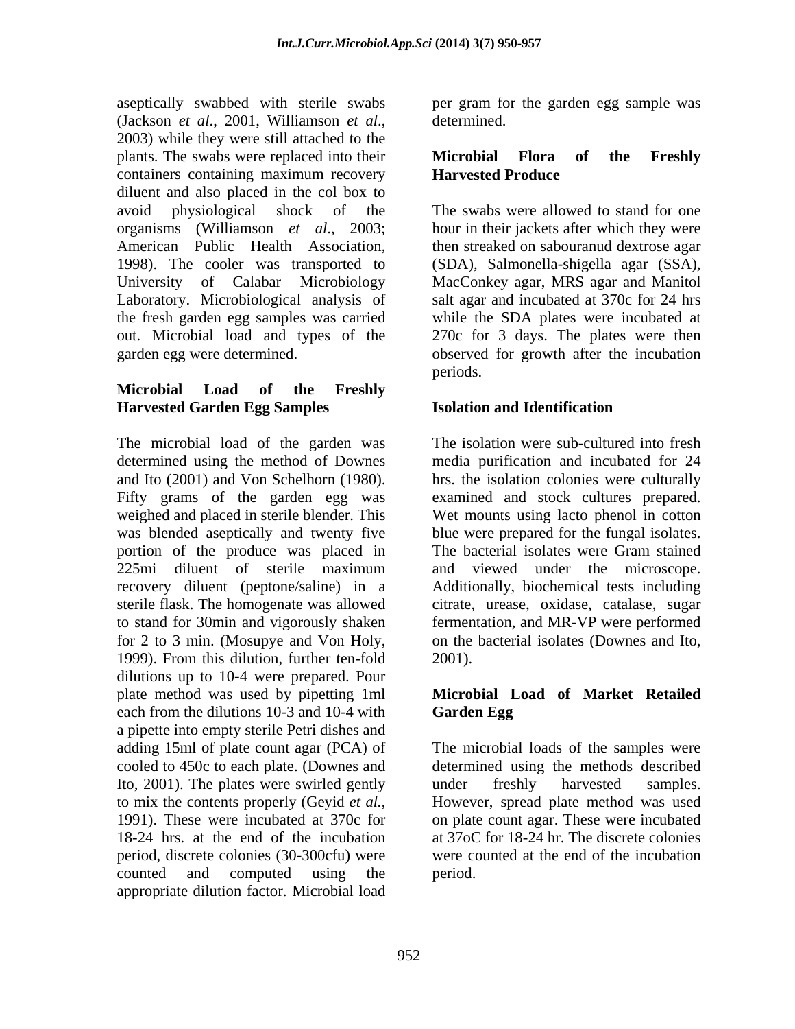aseptically swabbed with sterile swabs (Jackson *et al*., 2001, Williamson *et al*., 2003) while they were still attached to the plants. The swabs were replaced into their containers containing maximum recovery diluent and also placed in the col box to avoid physiological shock of the organisms (Williamson *et al*., 2003; American Public Health Association, 1998). The cooler was transported to University of Calabar Microbiology Laboratory. Microbiological analysis of the fresh garden egg samples was carried out. Microbial load and types of the garden egg were determined.

**Microbial Load of the Freshly Harvested Garden Egg Samples**

The microbial load of the garden was determined using the method of Downes and Ito (2001) and Von Schelhorn (1980). Fifty grams of the garden egg was weighed and placed in sterile blender. This was blended aseptically and twenty five portion of the produce was placed in 225mi diluent of sterile maximum recovery diluent (peptone/saline) in a sterile flask. The homogenate was allowed to stand for 30min and vigorously shaken for 2 to 3 min. (Mosupye and Von Holy, 1999). From this dilution, further ten-fold dilutions up to 10-4 were prepared. Pour plate method was used by pipetting 1ml each from the dilutions 10-3 and 10-4 with a pipette into empty sterile Petri dishes and adding 15ml of plate count agar (PCA) of cooled to 450c to each plate. (Downes and Ito, 2001). The plates were swirled gently to mix the contents properly (Geyid *et al.*, 1991). These were incubated at 370c for 18-24 hrs. at the end of the incubation period, discrete colonies (30-300cfu) were counted and computed using the appropriate dilution factor. Microbial load per gram for the garden egg sample was determined.

**Microbial Flora of the Freshly Harvested Produce**

The swabs were allowed to stand for one hour in their jackets after which they were then streaked on sabouranud dextrose agar (SDA), Salmonella-shigella agar (SSA), MacConkey agar, MRS agar and Manitol salt agar and incubated at 370c for 24 hrs while the SDA plates were incubated at 270c for 3 days. The plates were then observed for growth after the incubation periods.

**Isolation and Identification**

The isolation were sub-cultured into fresh media purification and incubated for 24 hrs. the isolation colonies were culturally examined and stock cultures prepared. Wet mounts using lacto phenol in cotton blue were prepared for the fungal isolates. The bacterial isolates were Gram stained and viewed under the microscope. Additionally, biochemical tests including citrate, urease, oxidase, catalase, sugar fermentation, and MR-VP were performed on the bacterial isolates (Downes and Ito, 2001).

**Microbial Load of Market Retailed Garden Egg**

The microbial loads of the samples were determined using the methods described under freshly harvested samples. However, spread plate method was used on plate count agar. These were incubated at 37oC for 18-24 hr. The discrete colonies were counted at the end of the incubation period.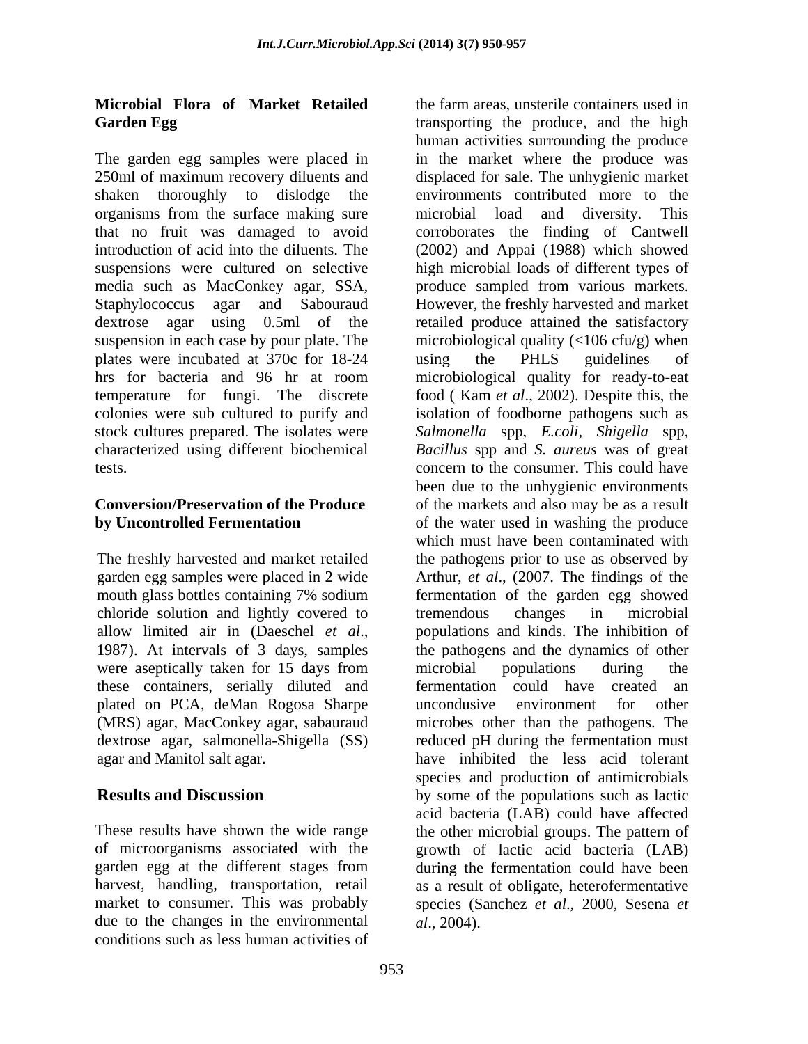**Microbial Flora of Market Retailed Garden Egg**

The garden egg samples were placed in 250ml of maximum recovery diluents and shaken thoroughly to dislodge the organisms from the surface making sure that no fruit was damaged to avoid introduction of acid into the diluents. The suspensions were cultured on selective media such as MacConkey agar, SSA, Staphylococcus agar and Sabouraud dextrose agar using 0.5ml of the suspension in each case by pour plate. The plates were incubated at 370c for 18-24 hrs for bacteria and 96 hr at room temperature for fungi. The discrete colonies were sub cultured to purify and stock cultures prepared. The isolates were characterized using different biochemical tests.

**Conversion/Preservation of the Produce by Uncontrolled Fermentation**

The freshly harvested and market retailed garden egg samples were placed in 2 wide mouth glass bottles containing 7% sodium chloride solution and lightly covered to allow limited air in (Daeschel *et al*., 1987). At intervals of 3 days, samples were aseptically taken for 15 days from these containers, serially diluted and plated on PCA, deMan Rogosa Sharpe (MRS) agar, MacConkey agar, sabauraud dextrose agar, salmonella-Shigella (SS) agar and Manitol salt agar.

## Results and Discussion

These results have shown the wide range of microorganisms associated with the garden egg at the different stages from harvest, handling, transportation, retail market to consumer. This was probably due to the changes in the environmental conditions such as less human activities of the farm areas, unsterile containers used in transporting the produce, and the high human activities surrounding the produce in the market where the produce was displaced for sale. The unhygienic market environments contributed more to the microbial load and diversity. This corroborates the finding of Cantwell (2002) and Appai (1988) which showed high microbial loads of different types of produce sampled from various markets. However, the freshly harvested and market retailed produce attained the satisfactory microbiological quality (<106 cfu/g) when using the PHLS guidelines of microbiological quality for ready-to-eat food ( Kam *et al*., 2002). Despite this, the isolation of foodborne pathogens such as *Salmonella* spp, *E.coli*, *Shigella* spp, *Bacillus* spp and *S. aureus* was of great concern to the consumer. This could have been due to the unhygienic environments of the markets and also may be as a result of the water used in washing the produce which must have been contaminated with the pathogens prior to use as observed by Arthur, *et al*., (2007. The findings of the fermentation of the garden egg showed tremendous changes in microbial populations and kinds. The inhibition of the pathogens and the dynamics of other microbial populations during the fermentation could have created an uncondusive environment for other microbes other than the pathogens. The reduced pH during the fermentation must have inhibited the less acid tolerant species and production of antimicrobials by some of the populations such as lactic acid bacteria (LAB) could have affected the other microbial groups. The pattern of growth of lactic acid bacteria (LAB) during the fermentation could have been as a result of obligate, heterofermentative species (Sanchez *et al*., 2000, Sesena *et al*., 2004).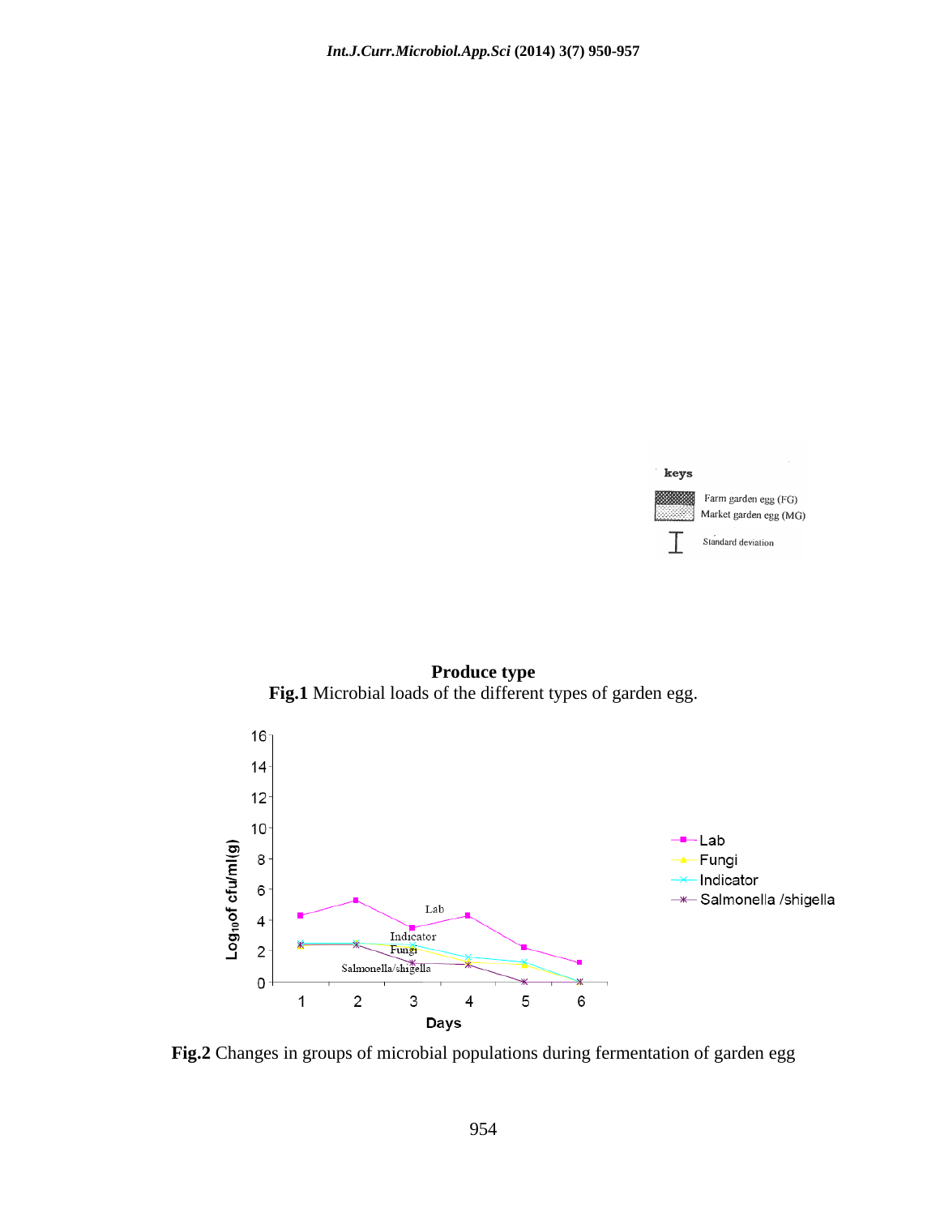keys

Farm garden egg (FG)

Market garden egg (MG)

Standard deviation

**Produce type**

**Fig.1** Microbial loads of the different types of garden egg.

**Fig.2** Changes in groups of microbial populations during fermentation of garden egg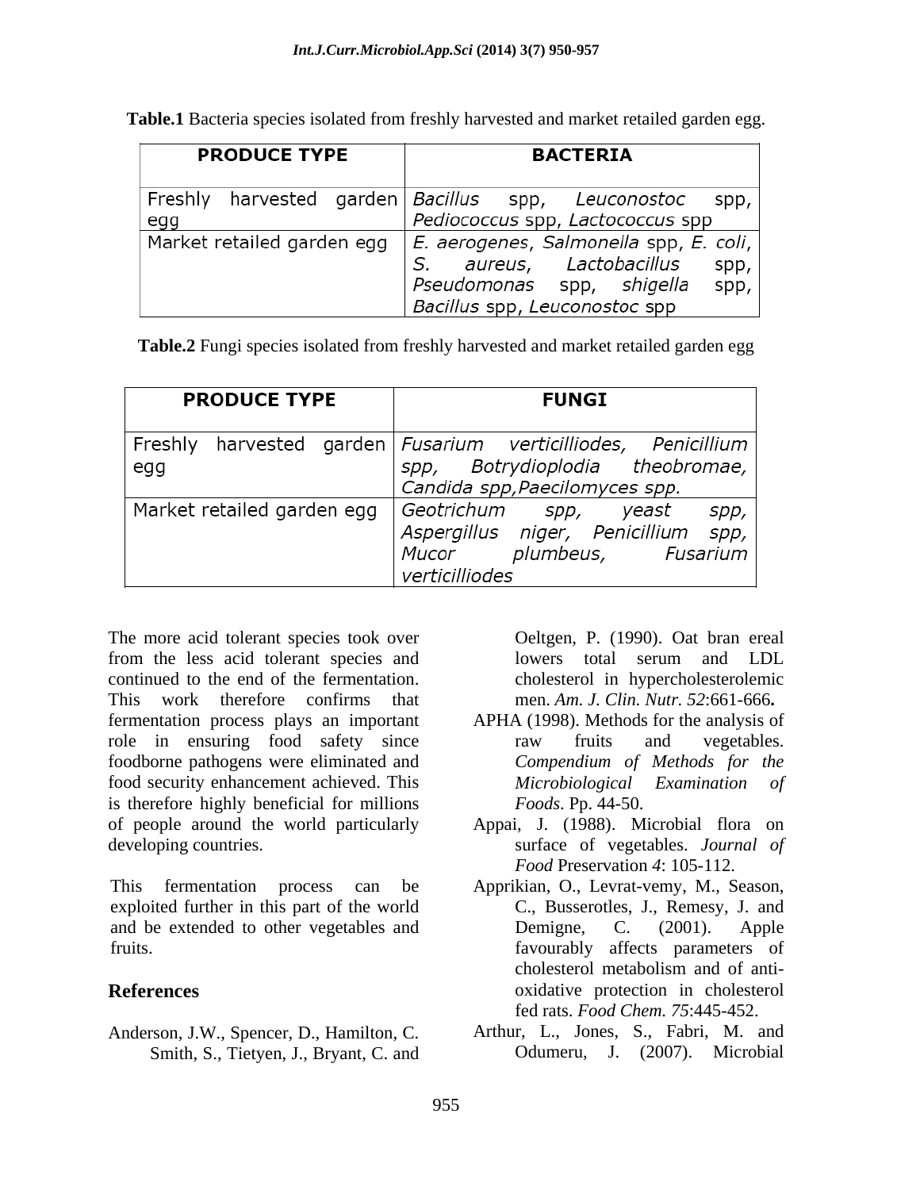**Table.1** Bacteria species isolated from freshly harvested and market retailed garden egg.

| PRODUCE TYPE | BACTERIA |
|---|---|
| Freshly harvested garden egg | *Bacillus* spp, *Leuconostoc* spp, *Pediococcus* spp, *Lactococcus* spp |
| Market retailed garden egg | *E. aerogenes*, *Salmonella* spp, *E. coli*, *S. aureus*, *Lactobacillus* spp, *Pseudomonas* spp, *shigella* spp, *Bacillus* spp, *Leuconostoc* spp |

**Table.2** Fungi species isolated from freshly harvested and market retailed garden egg

| PRODUCE TYPE | FUNGI |
|---|---|
| Freshly harvested garden egg | *Fusarium verticilliodes*, *Penicillium* spp, *Botrydioplodia theobromae*, *Candida* spp, *Paecilomyces* spp. |
| Market retailed garden egg | *Geotrichum* spp, yeast spp, *Aspergillus niger*, *Penicillium* spp, *Mucor plumbeus*, *Fusarium verticilliodes* |

The more acid tolerant species took over from the less acid tolerant species and continued to the end of the fermentation. This work therefore confirms that fermentation process plays an important role in ensuring food safety since foodborne pathogens were eliminated and food security enhancement achieved. This is therefore highly beneficial for millions of people around the world particularly developing countries.

This fermentation process can be exploited further in this part of the world and be extended to other vegetables and fruits.

## References

Anderson, J.W., Spencer, D., Hamilton, C. Smith, S., Tietyen, J., Bryant, C. and Oeltgen, P. (1990). Oat bran ereal lowers total serum and LDL cholesterol in hypercholesterolemic men. *Am. J. Clin. Nutr. 52*:661-666**.**

APHA (1998). Methods for the analysis of raw fruits and vegetables. *Compendium of Methods for the Microbiological Examination of Foods*. Pp. 44-50.

Appai, J. (1988). Microbial flora on surface of vegetables. *Journal of Food* Preservation *4*: 105-112.

Apprikian, O., Levrat-vemy, M., Season, C., Busserotles, J., Remesy, J. and Demigne, C. (2001). Apple favourably affects parameters of cholesterol metabolism and of anti-oxidative protection in cholesterol fed rats. *Food Chem. 75*:445-452.

Arthur, L., Jones, S., Fabri, M. and Odumeru, J. (2007). Microbial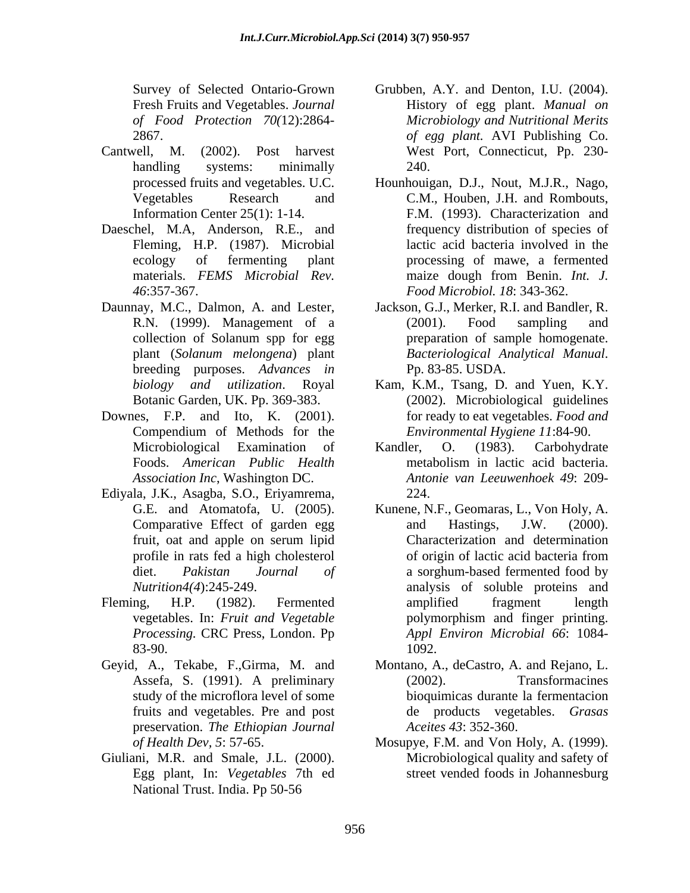Survey of Selected Ontario-Grown Fresh Fruits and Vegetables. *Journal of Food Protection 70*(12):2864-2867.

Cantwell, M. (2002). Post harvest handling systems: minimally processed fruits and vegetables. U.C. Vegetables Research and Information Center 25(1): 1-14.

Daeschel, M.A, Anderson, R.E., and Fleming, H.P. (1987). Microbial ecology of fermenting plant materials. *FEMS Microbial Rev. 46*:357-367.

Daunnay, M.C., Dalmon, A. and Lester, R.N. (1999). Management of a collection of Solanum spp for egg plant (*Solanum melongena*) plant breeding purposes. *Advances in biology and utilization*. Royal Botanic Garden, UK. Pp. 369-383.

Downes, F.P. and Ito, K. (2001). Compendium of Methods for the Microbiological Examination of Foods. *American Public Health Association Inc*, Washington DC.

Ediyala, J.K., Asagba, S.O., Eriyamrema, G.E. and Atomatofa, U. (2005). Comparative Effect of garden egg fruit, oat and apple on serum lipid profile in rats fed a high cholesterol diet. *Pakistan Journal of Nutrition4(4)*:245-249.

Fleming, H.P. (1982). Fermented vegetables. In: *Fruit and Vegetable Processing.* CRC Press, London. Pp 83-90.

Geyid, A., Tekabe, F.,Girma, M. and Assefa, S. (1991). A preliminary study of the microflora level of some fruits and vegetables. Pre and post preservation. *The Ethiopian Journal of Health Dev, 5*: 57-65.

Giuliani, M.R. and Smale, J.L. (2000). Egg plant, In: *Vegetables* 7th ed National Trust. India. Pp 50-56

Grubben, A.Y. and Denton, I.U. (2004). History of egg plant. *Manual on Microbiology and Nutritional Merits of egg plant.* AVI Publishing Co. West Port, Connecticut, Pp. 230-240.

Hounhouigan, D.J., Nout, M.J.R., Nago, C.M., Houben, J.H. and Rombouts, F.M. (1993). Characterization and frequency distribution of species of lactic acid bacteria involved in the processing of mawe, a fermented maize dough from Benin. *Int. J. Food Microbiol. 18*: 343-362.

Jackson, G.J., Merker, R.I. and Bandler, R. (2001). Food sampling and preparation of sample homogenate. *Bacteriological Analytical Manual*. Pp. 83-85. USDA.

Kam, K.M., Tsang, D. and Yuen, K.Y. (2002). Microbiological guidelines for ready to eat vegetables. *Food and Environmental Hygiene 11*:84-90.

Kandler, O. (1983). Carbohydrate metabolism in lactic acid bacteria. *Antonie van Leeuwenhoek 49*: 209-224.

Kunene, N.F., Geomaras, L., Von Holy, A. and Hastings, J.W. (2000). Characterization and determination of origin of lactic acid bacteria from a sorghum-based fermented food by analysis of soluble proteins and amplified fragment length polymorphism and finger printing. *Appl Environ Microbial 66*: 1084-1092.

Montano, A., deCastro, A. and Rejano, L. (2002). Transformacines bioquimicas durante la fermentacion de products vegetables. *Grasas Aceites 43*: 352-360.

Mosupye, F.M. and Von Holy, A. (1999). Microbiological quality and safety of street vended foods in Johannesburg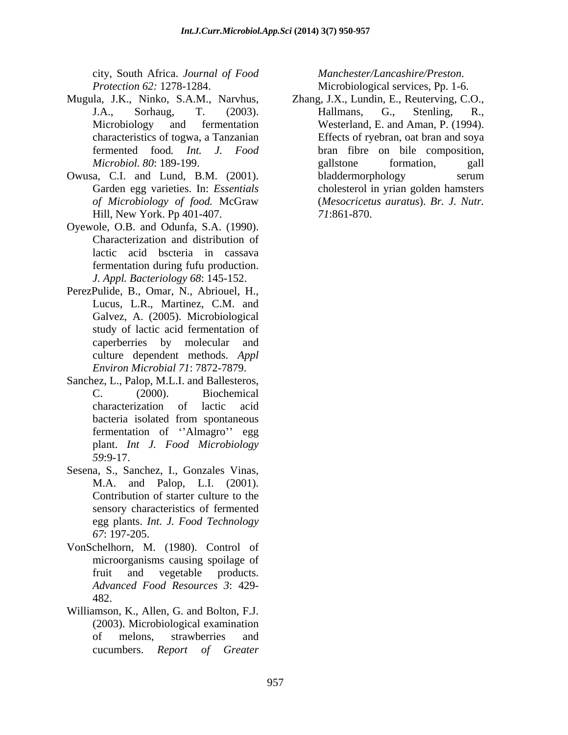city, South Africa. *Journal of Food Protection 62:* 1278-1284.

Mugula, J.K., Ninko, S.A.M., Narvhus, J.A., Sorhaug, T. (2003). Microbiology and fermentation characteristics of togwa, a Tanzanian fermented food*. Int. J. Food Microbiol. 80*: 189-199.

Owusa, C.I. and Lund, B.M. (2001). Garden egg varieties. In: *Essentials of Microbiology of food.* McGraw Hill, New York. Pp 401-407.

Oyewole, O.B. and Odunfa, S.A. (1990). Characterization and distribution of lactic acid bscteria in cassava fermentation during fufu production. *J. Appl. Bacteriology 68*: 145-152.

PerezPulide, B., Omar, N., Abriouel, H., Lucus, L.R., Martinez, C.M. and Galvez, A. (2005). Microbiological study of lactic acid fermentation of caperberries by molecular and culture dependent methods. *Appl Environ Microbial 71*: 7872-7879.

Sanchez, L., Palop, M.L.I. and Ballesteros, C. (2000). Biochemical characterization of lactic acid bacteria isolated from spontaneous fermentation of ''Almagro'' egg plant. *Int J. Food Microbiology 59*:9-17.

Sesena, S., Sanchez, I., Gonzales Vinas, M.A. and Palop, L.I. (2001). Contribution of starter culture to the sensory characteristics of fermented egg plants. *Int. J. Food Technology 67*: 197-205.

VonSchelhorn, M. (1980). Control of microorganisms causing spoilage of fruit and vegetable products. *Advanced Food Resources 3*: 429-482.

Williamson, K., Allen, G. and Bolton, F.J. (2003). Microbiological examination of melons, strawberries and cucumbers. *Report of Greater Manchester/Lancashire/Preston*. Microbiological services, Pp. 1-6.

Zhang, J.X., Lundin, E., Reuterving, C.O., Hallmans, G., Stenling, R., Westerland, E. and Aman, P. (1994). Effects of ryebran, oat bran and soya bran fibre on bile composition, gallstone formation, gall bladdermorphology serum cholesterol in yrian golden hamsters (*Mesocricetus auratus*). *Br. J. Nutr. 71*:861-870.